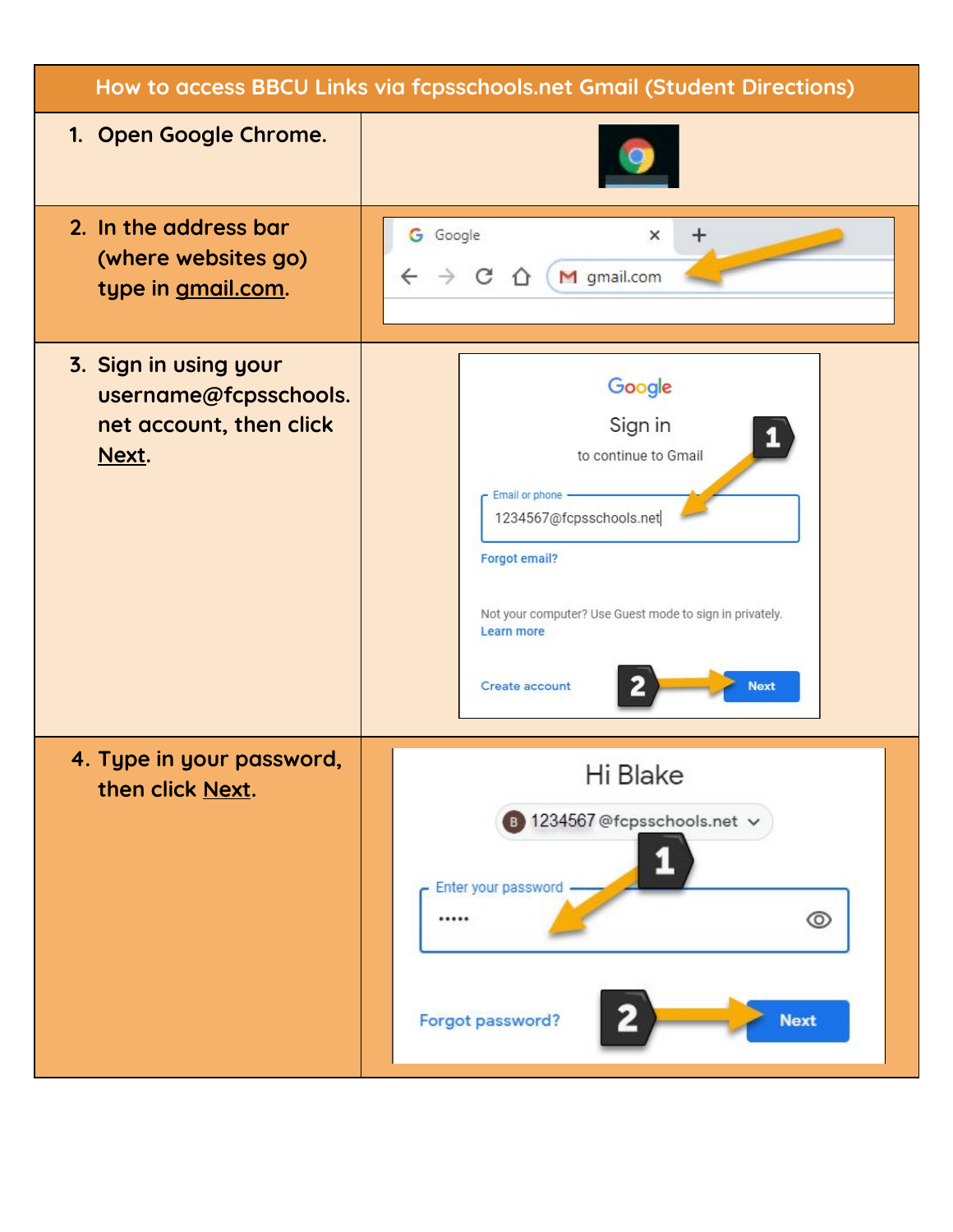| How to access BBCU Links via fcpsschools.net Gmail (Student Directions) | |
| --- | --- |
| 1. Open Google Chrome. | |
| 2. In the address bar (where websites go) type in gmail.com. | |
| 3. Sign in using your username@fcpsschools.net account, then click Next. | |
| 4. Type in your password, then click Next. | |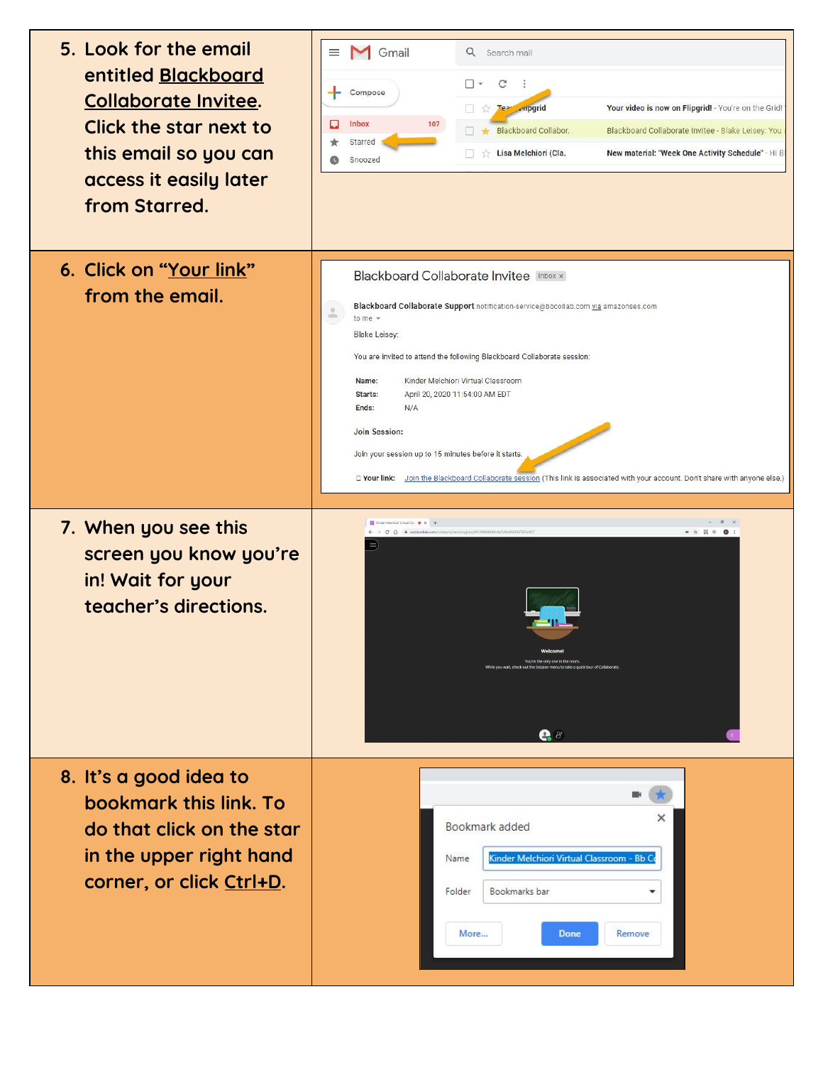5. Look for the email entitled Blackboard Collaborate Invitee. Click the star next to this email so you can access it easily later from Starred.

6. Click on "Your link" from the email.

7. When you see this screen you know you're in! Wait for your teacher's directions.

8. It's a good idea to bookmark this link. To do that click on the star in the upper right hand corner, or click Ctrl+D.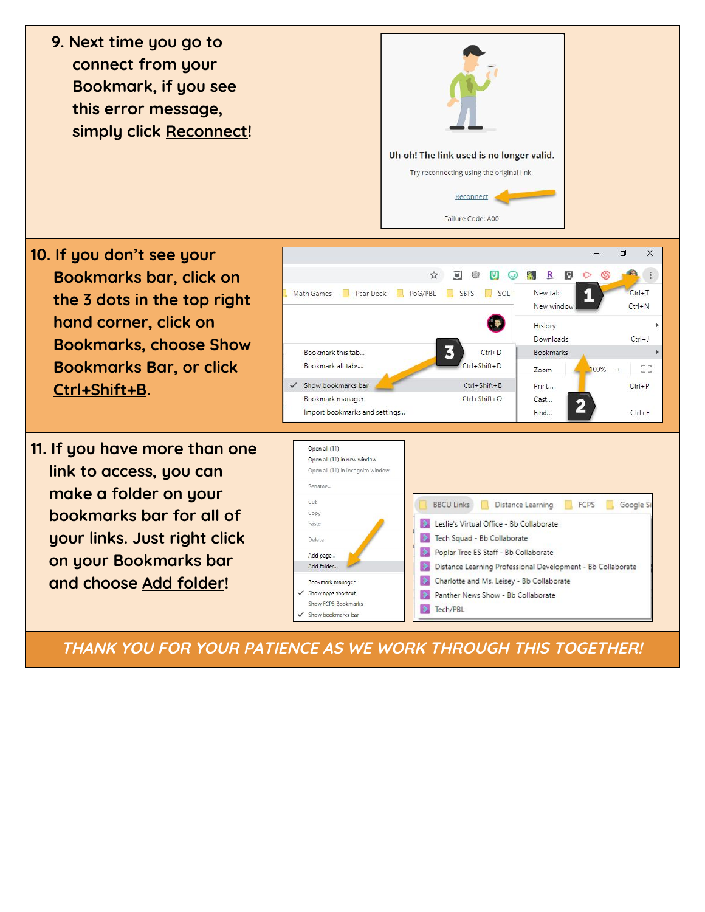9. Next time you go to connect from your Bookmark, if you see this error message, simply click Reconnect!

Uh-oh! The link used is no longer valid.

Try reconnecting using the original link.

Reconnect

Failure Code: A00

10. If you don't see your Bookmarks bar, click on the 3 dots in the top right hand corner, click on Bookmarks, choose Show Bookmarks Bar, or click Ctrl+Shift+B.

11. If you have more than one link to access, you can make a folder on your bookmarks bar for all of your links. Just right click on your Bookmarks bar and choose Add folder!

***THANK YOU FOR YOUR PATIENCE AS WE WORK THROUGH THIS TOGETHER!***